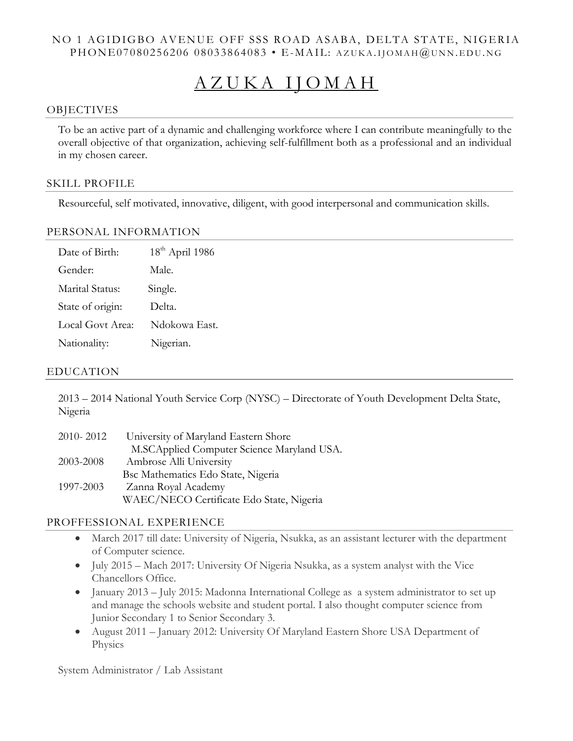NO 1 AGIDIGBO AVENUE OFF SSS ROAD ASABA, DELTA STATE, NIGERIA
PHONE07080256206 08033864083 • E-MAIL: AZUKA.IJOMAH@UNN.EDU.NG

# AZUKA IJOMAH

## OBJECTIVES

To be an active part of a dynamic and challenging workforce where I can contribute meaningfully to the overall objective of that organization, achieving self-fulfillment both as a professional and an individual in my chosen career.

## SKILL PROFILE

Resourceful, self motivated, innovative, diligent, with good interpersonal and communication skills.

## PERSONAL INFORMATION

| | |
|---|---|
| Date of Birth: | 18th April 1986 |
| Gender: | Male. |
| Marital Status: | Single. |
| State of origin: | Delta. |
| Local Govt Area: | Ndokowa East. |
| Nationality: | Nigerian. |

## EDUCATION

2013 – 2014 National Youth Service Corp (NYSC) – Directorate of Youth Development Delta State, Nigeria

| | |
|---|---|
| 2010- 2012 | University of Maryland Eastern Shore<br>M.SCApplied Computer Science Maryland USA. |
| 2003-2008 | Ambrose Alli University<br>Bsc Mathematics Edo State, Nigeria |
| 1997-2003 | Zanna Royal Academy<br>WAEC/NECO Certificate Edo State, Nigeria |

## PROFFESSIONAL EXPERIENCE

- March 2017 till date: University of Nigeria, Nsukka, as an assistant lecturer with the department of Computer science.
- July 2015 – Mach 2017: University Of Nigeria Nsukka, as a system analyst with the Vice Chancellors Office.
- January 2013 – July 2015: Madonna International College as a system administrator to set up and manage the schools website and student portal. I also thought computer science from Junior Secondary 1 to Senior Secondary 3.
- August 2011 – January 2012: University Of Maryland Eastern Shore USA Department of Physics

System Administrator / Lab Assistant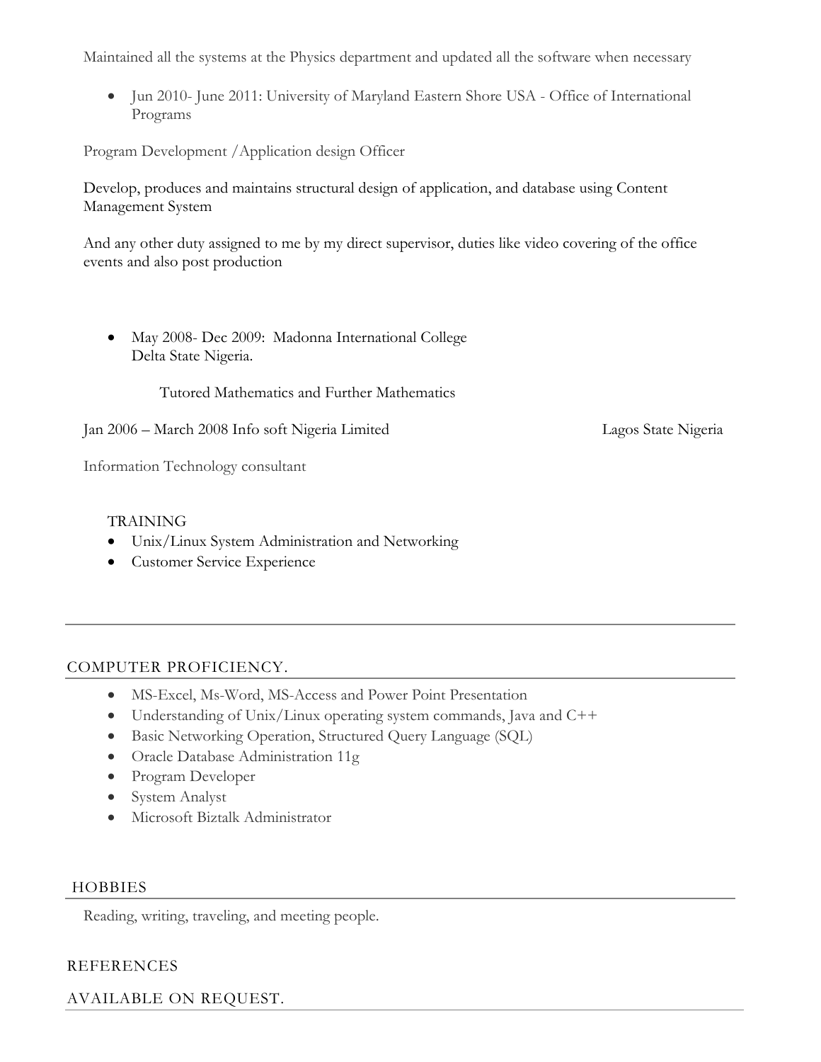Maintained all the systems at the Physics department and updated all the software when necessary

- Jun 2010- June 2011: University of Maryland Eastern Shore USA - Office of International Programs

Program Development /Application design Officer

Develop, produces and maintains structural design of application, and database using Content Management System

And any other duty assigned to me by my direct supervisor, duties like video covering of the office events and also post production

- May 2008- Dec 2009: Madonna International College
  Delta State Nigeria.

  Tutored Mathematics and Further Mathematics

Jan 2006 – March 2008 Info soft Nigeria Limited Lagos State Nigeria

Information Technology consultant

TRAINING

- Unix/Linux System Administration and Networking
- Customer Service Experience

## COMPUTER PROFICIENCY.

- MS-Excel, Ms-Word, MS-Access and Power Point Presentation
- Understanding of Unix/Linux operating system commands, Java and C++
- Basic Networking Operation, Structured Query Language (SQL)
- Oracle Database Administration 11g
- Program Developer
- System Analyst
- Microsoft Biztalk Administrator

## HOBBIES

Reading, writing, traveling, and meeting people.

## REFERENCES

AVAILABLE ON REQUEST.